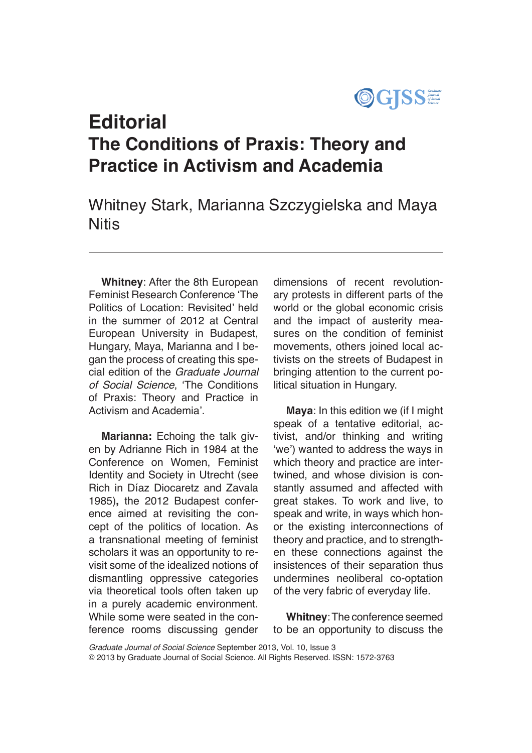# Editorial

# The Conditions of Praxis: Theory and Practice in Activism and Academia

Whitney Stark, Marianna Szczygielska and Maya Nitis

---

**Whitney**: After the 8th European Feminist Research Conference 'The Politics of Location: Revisited' held in the summer of 2012 at Central European University in Budapest, Hungary, Maya, Marianna and I began the process of creating this special edition of the *Graduate Journal of Social Science*, 'The Conditions of Praxis: Theory and Practice in Activism and Academia'.

**Marianna:** Echoing the talk given by Adrianne Rich in 1984 at the Conference on Women, Feminist Identity and Society in Utrecht (see Rich in Díaz Diocaretz and Zavala 1985)**,** the 2012 Budapest conference aimed at revisiting the concept of the politics of location. As a transnational meeting of feminist scholars it was an opportunity to revisit some of the idealized notions of dismantling oppressive categories via theoretical tools often taken up in a purely academic environment. While some were seated in the conference rooms discussing gender dimensions of recent revolutionary protests in different parts of the world or the global economic crisis and the impact of austerity measures on the condition of feminist movements, others joined local activists on the streets of Budapest in bringing attention to the current political situation in Hungary.

**Maya**: In this edition we (if I might speak of a tentative editorial, activist, and/or thinking and writing 'we') wanted to address the ways in which theory and practice are intertwined, and whose division is constantly assumed and affected with great stakes. To work and live, to speak and write, in ways which honor the existing interconnections of theory and practice, and to strengthen these connections against the insistences of their separation thus undermines neoliberal co-optation of the very fabric of everyday life.

**Whitney**: The conference seemed to be an opportunity to discuss the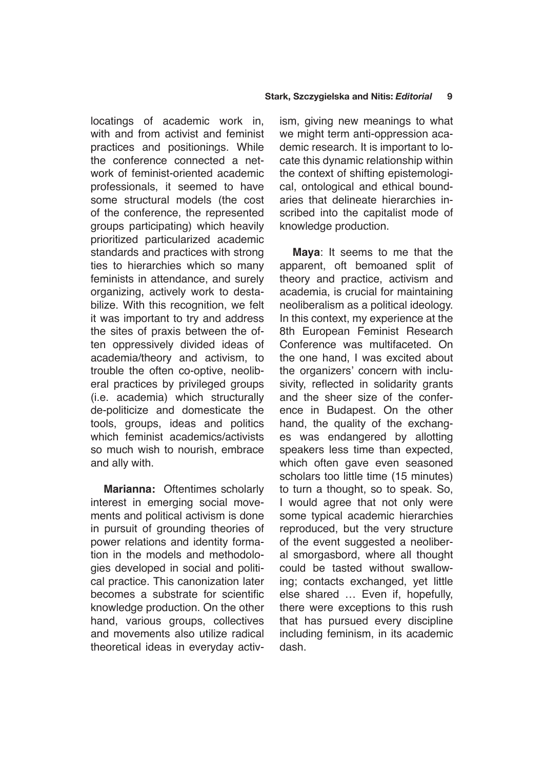locatings of academic work in, with and from activist and feminist practices and positionings. While the conference connected a network of feminist-oriented academic professionals, it seemed to have some structural models (the cost of the conference, the represented groups participating) which heavily prioritized particularized academic standards and practices with strong ties to hierarchies which so many feminists in attendance, and surely organizing, actively work to destabilize. With this recognition, we felt it was important to try and address the sites of praxis between the often oppressively divided ideas of academia/theory and activism, to trouble the often co-optive, neoliberal practices by privileged groups (i.e. academia) which structurally de-politicize and domesticate the tools, groups, ideas and politics which feminist academics/activists so much wish to nourish, embrace and ally with.

**Marianna:** Oftentimes scholarly interest in emerging social movements and political activism is done in pursuit of grounding theories of power relations and identity formation in the models and methodologies developed in social and political practice. This canonization later becomes a substrate for scientific knowledge production. On the other hand, various groups, collectives and movements also utilize radical theoretical ideas in everyday activism, giving new meanings to what we might term anti-oppression academic research. It is important to locate this dynamic relationship within the context of shifting epistemological, ontological and ethical boundaries that delineate hierarchies inscribed into the capitalist mode of knowledge production.

**Maya**: It seems to me that the apparent, oft bemoaned split of theory and practice, activism and academia, is crucial for maintaining neoliberalism as a political ideology. In this context, my experience at the 8th European Feminist Research Conference was multifaceted. On the one hand, I was excited about the organizers' concern with inclusivity, reflected in solidarity grants and the sheer size of the conference in Budapest. On the other hand, the quality of the exchanges was endangered by allotting speakers less time than expected, which often gave even seasoned scholars too little time (15 minutes) to turn a thought, so to speak. So, I would agree that not only were some typical academic hierarchies reproduced, but the very structure of the event suggested a neoliberal smorgasbord, where all thought could be tasted without swallowing; contacts exchanged, yet little else shared … Even if, hopefully, there were exceptions to this rush that has pursued every discipline including feminism, in its academic dash.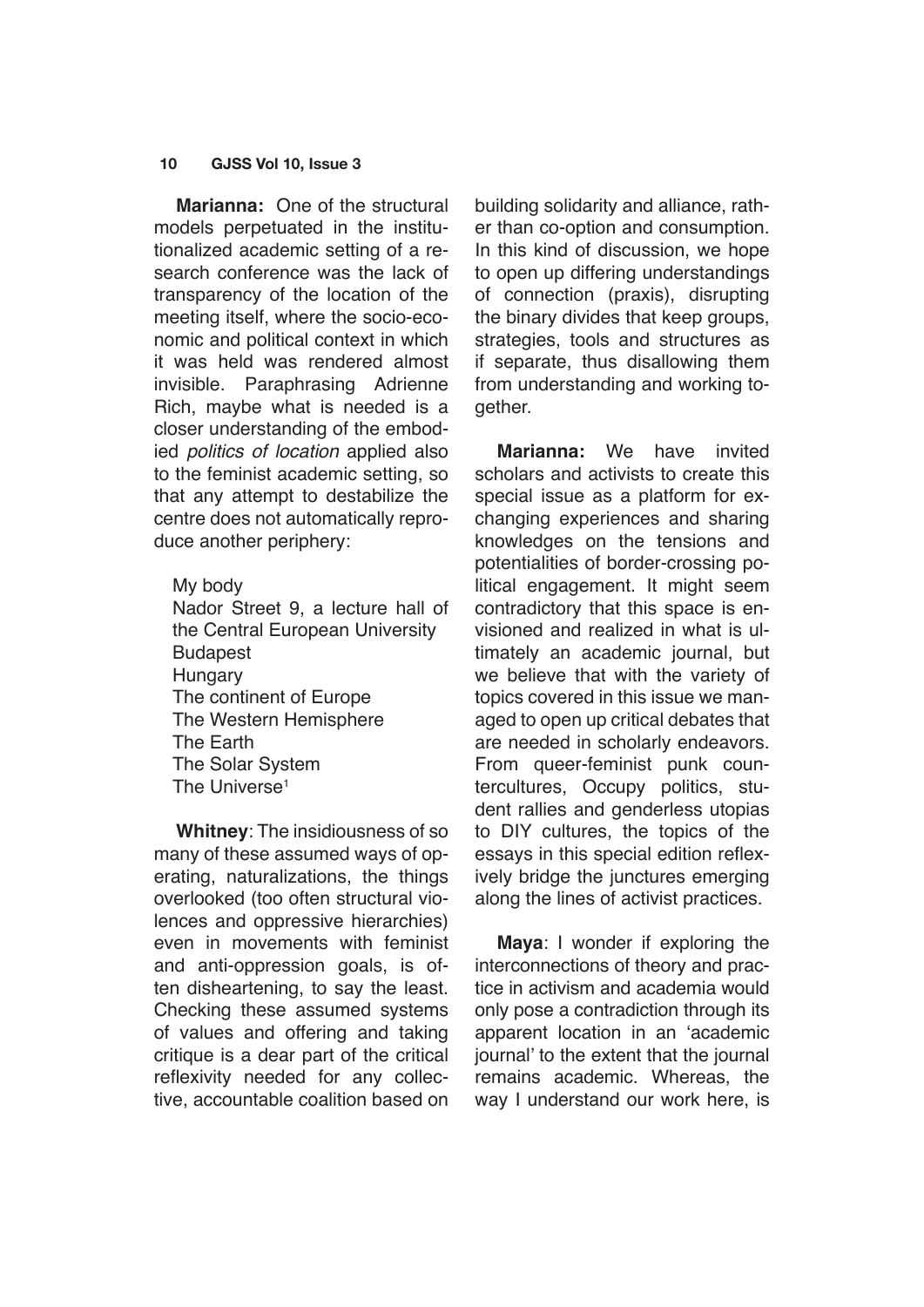**Marianna:** One of the structural models perpetuated in the institutionalized academic setting of a research conference was the lack of transparency of the location of the meeting itself, where the socio-economic and political context in which it was held was rendered almost invisible. Paraphrasing Adrienne Rich, maybe what is needed is a closer understanding of the embodied *politics of location* applied also to the feminist academic setting, so that any attempt to destabilize the centre does not automatically reproduce another periphery:

My body  
Nador Street 9, a lecture hall of the Central European University  
Budapest  
Hungary  
The continent of Europe  
The Western Hemisphere  
The Earth  
The Solar System  
The Universe[1]

**Whitney**: The insidiousness of so many of these assumed ways of operating, naturalizations, the things overlooked (too often structural violences and oppressive hierarchies) even in movements with feminist and anti-oppression goals, is often disheartening, to say the least. Checking these assumed systems of values and offering and taking critique is a dear part of the critical reflexivity needed for any collective, accountable coalition based on building solidarity and alliance, rather than co-option and consumption. In this kind of discussion, we hope to open up differing understandings of connection (praxis), disrupting the binary divides that keep groups, strategies, tools and structures as if separate, thus disallowing them from understanding and working together.

**Marianna:** We have invited scholars and activists to create this special issue as a platform for exchanging experiences and sharing knowledges on the tensions and potentialities of border-crossing political engagement. It might seem contradictory that this space is envisioned and realized in what is ultimately an academic journal, but we believe that with the variety of topics covered in this issue we managed to open up critical debates that are needed in scholarly endeavors. From queer-feminist punk countercultures, Occupy politics, student rallies and genderless utopias to DIY cultures, the topics of the essays in this special edition reflexively bridge the junctures emerging along the lines of activist practices.

**Maya**: I wonder if exploring the interconnections of theory and practice in activism and academia would only pose a contradiction through its apparent location in an 'academic journal' to the extent that the journal remains academic. Whereas, the way I understand our work here, is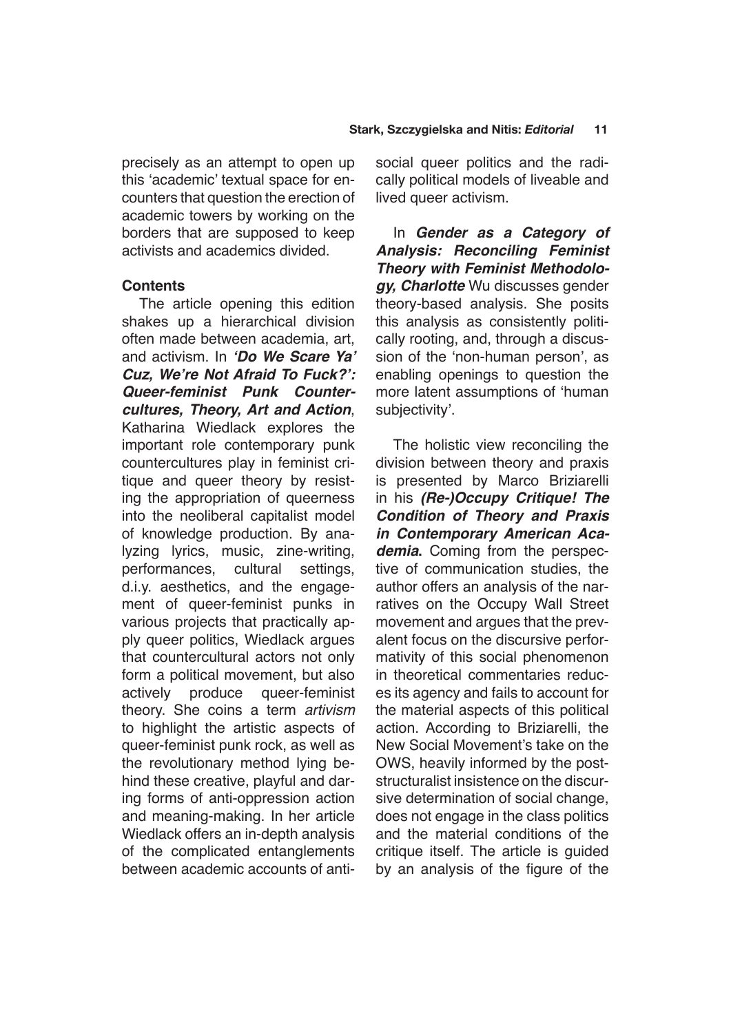precisely as an attempt to open up this 'academic' textual space for encounters that question the erection of academic towers by working on the borders that are supposed to keep activists and academics divided.

### Contents

The article opening this edition shakes up a hierarchical division often made between academia, art, and activism. In ***'Do We Scare Ya' Cuz, We're Not Afraid To Fuck?': Queer-feminist Punk Countercultures, Theory, Art and Action***, Katharina Wiedlack explores the important role contemporary punk countercultures play in feminist critique and queer theory by resisting the appropriation of queerness into the neoliberal capitalist model of knowledge production. By analyzing lyrics, music, zine-writing, performances, cultural settings, d.i.y. aesthetics, and the engagement of queer-feminist punks in various projects that practically apply queer politics, Wiedlack argues that countercultural actors not only form a political movement, but also actively produce queer-feminist theory. She coins a term *artivism* to highlight the artistic aspects of queer-feminist punk rock, as well as the revolutionary method lying behind these creative, playful and daring forms of anti-oppression action and meaning-making. In her article Wiedlack offers an in-depth analysis of the complicated entanglements between academic accounts of antisocial queer politics and the radically political models of liveable and lived queer activism.

In ***Gender as a Category of Analysis: Reconciling Feminist Theory with Feminist Methodology, Charlotte*** Wu discusses gender theory-based analysis. She posits this analysis as consistently politically rooting, and, through a discussion of the 'non-human person', as enabling openings to question the more latent assumptions of 'human subjectivity'.

The holistic view reconciling the division between theory and praxis is presented by Marco Briziarelli in his ***(Re-)Occupy Critique! The Condition of Theory and Praxis in Contemporary American Academia*****.** Coming from the perspective of communication studies, the author offers an analysis of the narratives on the Occupy Wall Street movement and argues that the prevalent focus on the discursive performativity of this social phenomenon in theoretical commentaries reduces its agency and fails to account for the material aspects of this political action. According to Briziarelli, the New Social Movement's take on the OWS, heavily informed by the poststructuralist insistence on the discursive determination of social change, does not engage in the class politics and the material conditions of the critique itself. The article is guided by an analysis of the figure of the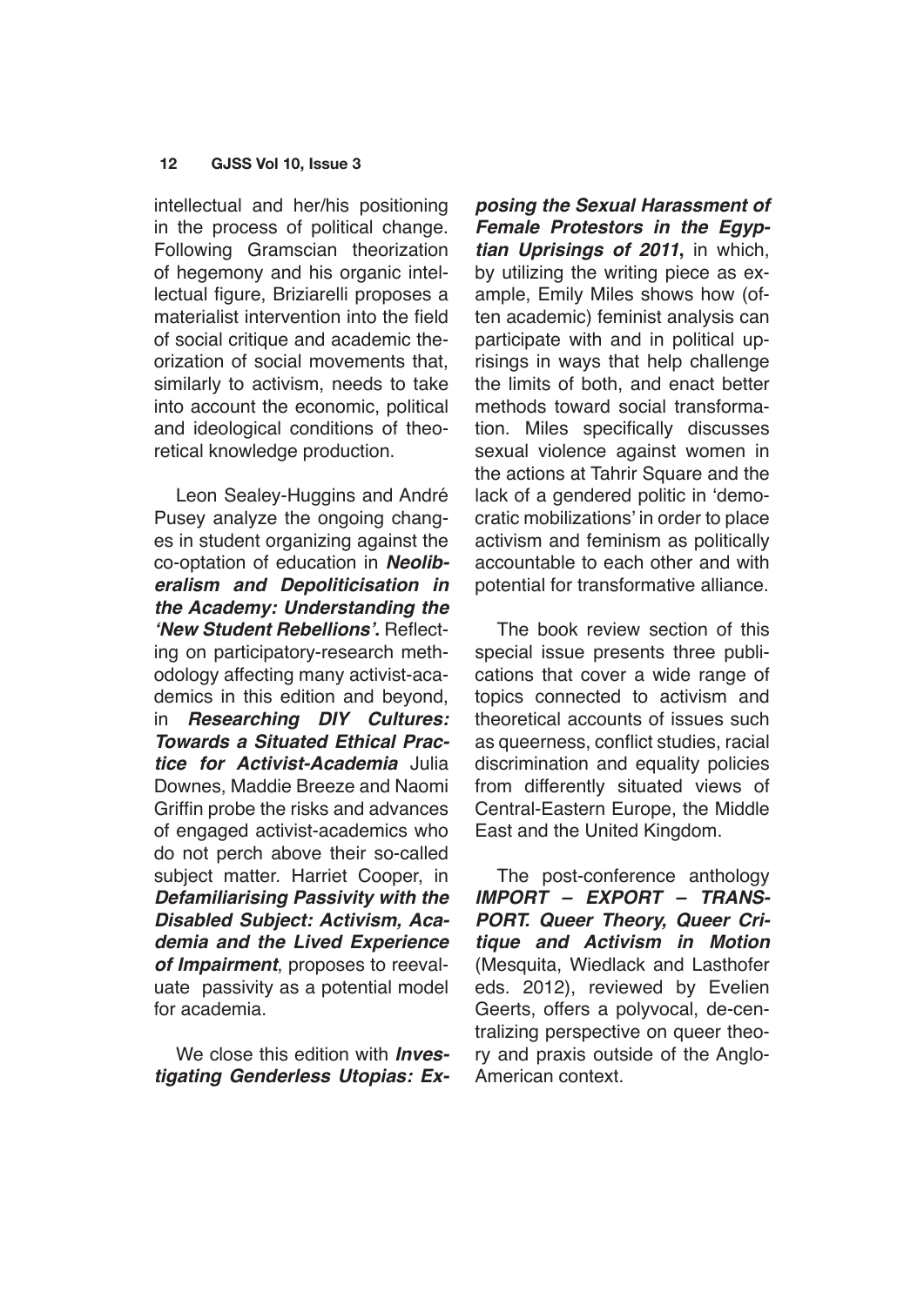intellectual and her/his positioning in the process of political change. Following Gramscian theorization of hegemony and his organic intellectual figure, Briziarelli proposes a materialist intervention into the field of social critique and academic theorization of social movements that, similarly to activism, needs to take into account the economic, political and ideological conditions of theoretical knowledge production.

Leon Sealey-Huggins and André Pusey analyze the ongoing changes in student organizing against the co-optation of education in ***Neoliberalism and Depoliticisation in the Academy: Understanding the 'New Student Rebellions'***. Reflecting on participatory-research methodology affecting many activist-academics in this edition and beyond, in ***Researching DIY Cultures: Towards a Situated Ethical Practice for Activist-Academia*** Julia Downes, Maddie Breeze and Naomi Griffin probe the risks and advances of engaged activist-academics who do not perch above their so-called subject matter. Harriet Cooper, in ***Defamiliarising Passivity with the Disabled Subject: Activism, Academia and the Lived Experience of Impairment***, proposes to reevaluate passivity as a potential model for academia.

We close this edition with ***Investigating Genderless Utopias: Exposing the Sexual Harassment of Female Protestors in the Egyptian Uprisings of 2011***, in which, by utilizing the writing piece as example, Emily Miles shows how (often academic) feminist analysis can participate with and in political uprisings in ways that help challenge the limits of both, and enact better methods toward social transformation. Miles specifically discusses sexual violence against women in the actions at Tahrir Square and the lack of a gendered politic in 'democratic mobilizations' in order to place activism and feminism as politically accountable to each other and with potential for transformative alliance.

The book review section of this special issue presents three publications that cover a wide range of topics connected to activism and theoretical accounts of issues such as queerness, conflict studies, racial discrimination and equality policies from differently situated views of Central-Eastern Europe, the Middle East and the United Kingdom.

The post-conference anthology ***IMPORT – EXPORT – TRANSPORT. Queer Theory, Queer Critique and Activism in Motion*** (Mesquita, Wiedlack and Lasthofer eds. 2012), reviewed by Evelien Geerts, offers a polyvocal, de-centralizing perspective on queer theory and praxis outside of the Anglo-American context.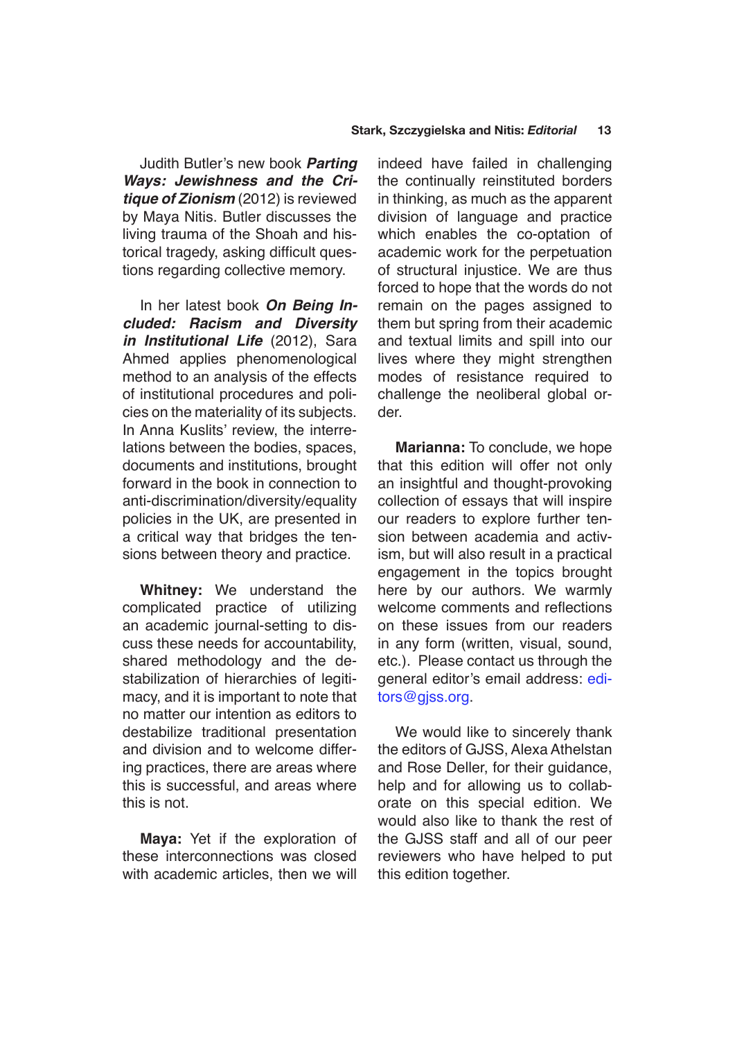Judith Butler's new book ***Parting Ways: Jewishness and the Critique of Zionism*** (2012) is reviewed by Maya Nitis. Butler discusses the living trauma of the Shoah and historical tragedy, asking difficult questions regarding collective memory.

In her latest book ***On Being Included: Racism and Diversity in Institutional Life*** (2012), Sara Ahmed applies phenomenological method to an analysis of the effects of institutional procedures and policies on the materiality of its subjects. In Anna Kuslits' review, the interrelations between the bodies, spaces, documents and institutions, brought forward in the book in connection to anti-discrimination/diversity/equality policies in the UK, are presented in a critical way that bridges the tensions between theory and practice.

**Whitney:** We understand the complicated practice of utilizing an academic journal-setting to discuss these needs for accountability, shared methodology and the destabilization of hierarchies of legitimacy, and it is important to note that no matter our intention as editors to destabilize traditional presentation and division and to welcome differing practices, there are areas where this is successful, and areas where this is not.

**Maya:** Yet if the exploration of these interconnections was closed with academic articles, then we will indeed have failed in challenging the continually reinstituted borders in thinking, as much as the apparent division of language and practice which enables the co-optation of academic work for the perpetuation of structural injustice. We are thus forced to hope that the words do not remain on the pages assigned to them but spring from their academic and textual limits and spill into our lives where they might strengthen modes of resistance required to challenge the neoliberal global order.

**Marianna:** To conclude, we hope that this edition will offer not only an insightful and thought-provoking collection of essays that will inspire our readers to explore further tension between academia and activism, but will also result in a practical engagement in the topics brought here by our authors. We warmly welcome comments and reflections on these issues from our readers in any form (written, visual, sound, etc.). Please contact us through the general editor's email address: editors@gjss.org.

We would like to sincerely thank the editors of GJSS, Alexa Athelstan and Rose Deller, for their guidance, help and for allowing us to collaborate on this special edition. We would also like to thank the rest of the GJSS staff and all of our peer reviewers who have helped to put this edition together.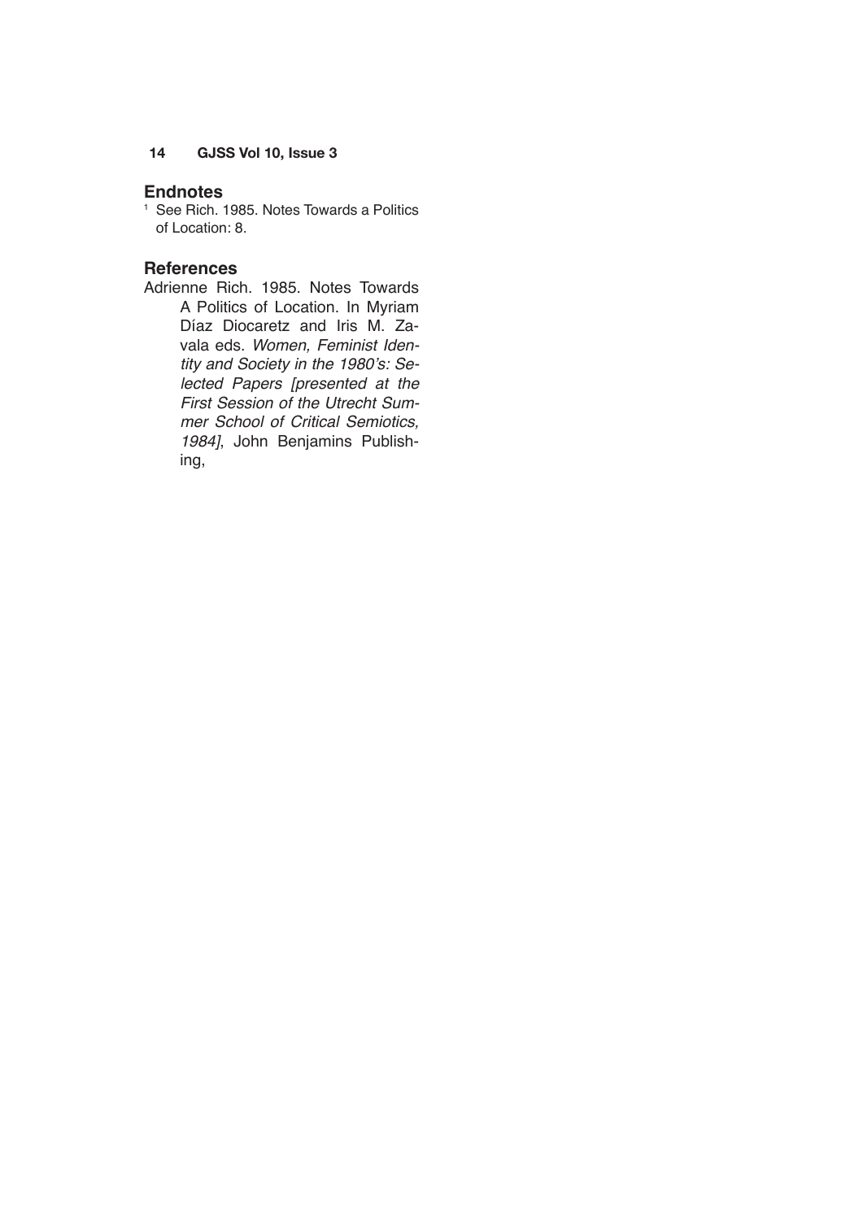## Endnotes

[1] See Rich. 1985. Notes Towards a Politics of Location: 8.

## References

Adrienne Rich. 1985. Notes Towards A Politics of Location. In Myriam Díaz Diocaretz and Iris M. Zavala eds. *Women, Feminist Identity and Society in the 1980's: Selected Papers [presented at the First Session of the Utrecht Summer School of Critical Semiotics, 1984]*, John Benjamins Publishing,